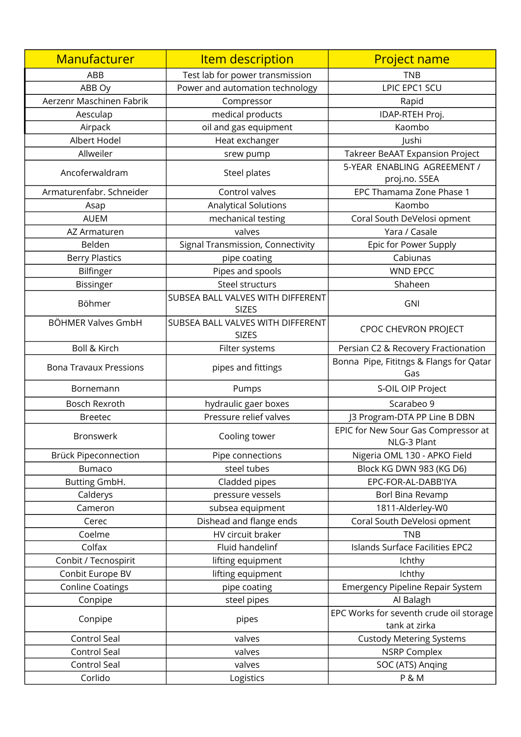| Manufacturer | Item description | Project name |
|---|---|---|
| ABB | Test lab for power transmission | TNB |
| ABB Oy | Power and automation technology | LPIC EPC1 SCU |
| Aerzenr Maschinen Fabrik | Compressor | Rapid |
| Aesculap | medical products | IDAP-RTEH Proj. |
| Airpack | oil and gas equipment | Kaombo |
| Albert Hodel | Heat exchanger | Jushi |
| Allweiler | srew pump | Takreer BeAAT Expansion Project |
| Ancoferwaldram | Steel plates | 5-YEAR ENABLING AGREEMENT / proj.no. S5EA |
| Armaturenfabr. Schneider | Control valves | EPC Thamama Zone Phase 1 |
| Asap | Analytical Solutions | Kaombo |
| AUEM | mechanical testing | Coral South DeVelosi opment |
| AZ Armaturen | valves | Yara / Casale |
| Belden | Signal Transmission, Connectivity | Epic for Power Supply |
| Berry Plastics | pipe coating | Cabiunas |
| Bilfinger | Pipes and spools | WND EPCC |
| Bissinger | Steel structurs | Shaheen |
| Böhmer | SUBSEA BALL VALVES WITH DIFFERENT SIZES | GNI |
| BÖHMER Valves GmbH | SUBSEA BALL VALVES WITH DIFFERENT SIZES | CPOC CHEVRON PROJECT |
| Boll & Kirch | Filter systems | Persian C2 & Recovery Fractionation |
| Bona Travaux Pressions | pipes and fittings | Bonna Pipe, Fititngs & Flangs for Qatar Gas |
| Bornemann | Pumps | S-OIL OIP Project |
| Bosch Rexroth | hydraulic gaer boxes | Scarabeo 9 |
| Breetec | Pressure relief valves | J3 Program-DTA PP Line B DBN |
| Bronswerk | Cooling tower | EPIC for New Sour Gas Compressor at NLG-3 Plant |
| Brück Pipeconnection | Pipe connections | Nigeria OML 130 - APKO Field |
| Bumaco | steel tubes | Block KG DWN 983 (KG D6) |
| Butting GmbH. | Cladded pipes | EPC-FOR-AL-DABB'IYA |
| Calderys | pressure vessels | Borl Bina Revamp |
| Cameron | subsea equipment | 1811-Alderley-W0 |
| Cerec | Dishead and flange ends | Coral South DeVelosi opment |
| Coelme | HV circuit braker | TNB |
| Colfax | Fluid handelinf | Islands Surface Facilities EPC2 |
| Conbit / Tecnospirit | lifting equipment | Ichthy |
| Conbit Europe BV | lifting equipment | Ichthy |
| Conline Coatings | pipe coating | Emergency Pipeline Repair System |
| Conpipe | steel pipes | Al Balagh |
| Conpipe | pipes | EPC Works for seventh crude oil storage tank at zirka |
| Control Seal | valves | Custody Metering Systems |
| Control Seal | valves | NSRP Complex |
| Control Seal | valves | SOC (ATS) Anqing |
| Corlido | Logistics | P & M |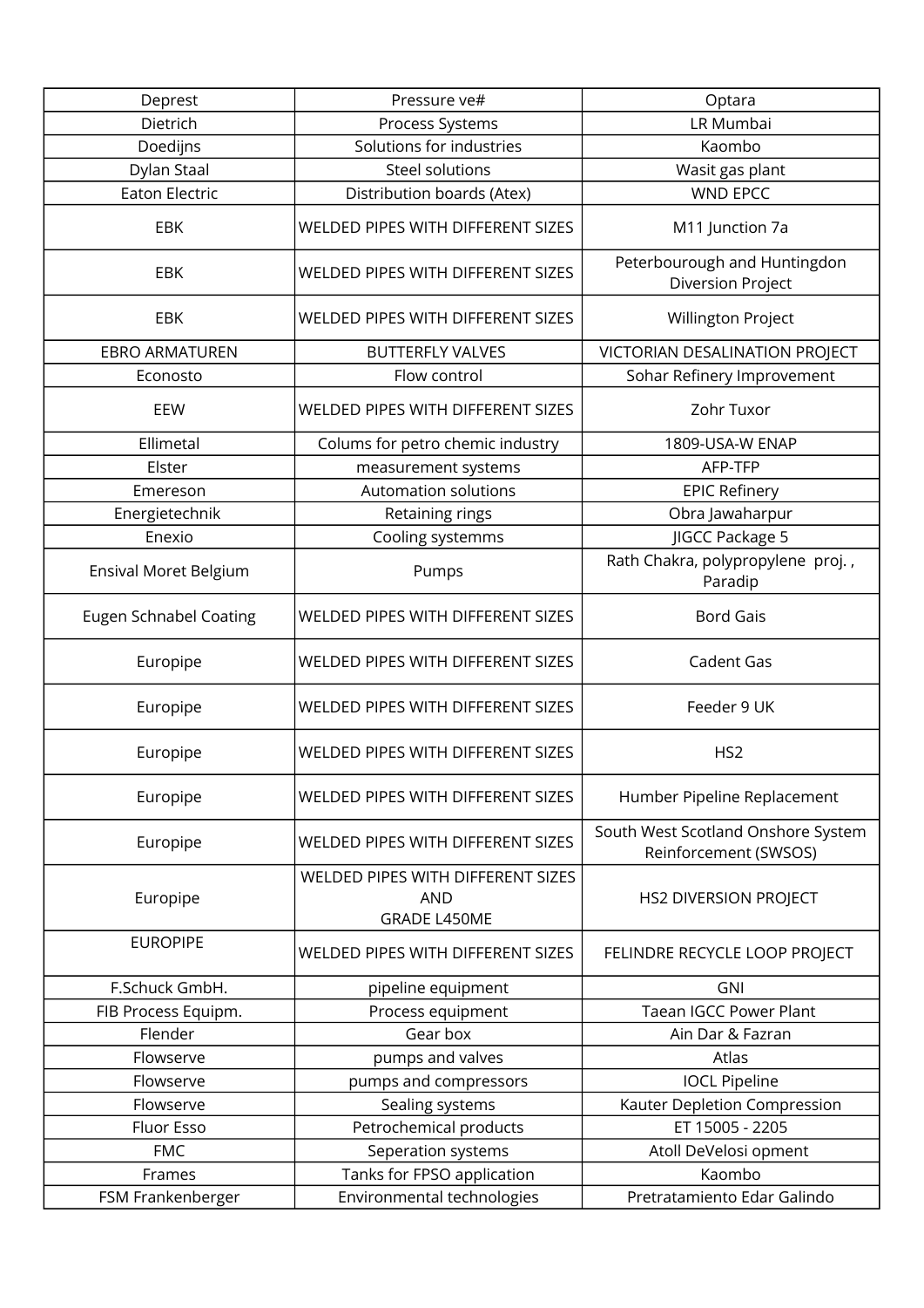| Deprest | Pressure ve# | Optara |
|---|---|---|
| Dietrich | Process Systems | LR Mumbai |
| Doedijns | Solutions for industries | Kaombo |
| Dylan Staal | Steel solutions | Wasit gas plant |
| Eaton Electric | Distribution boards (Atex) | WND EPCC |
| EBK | WELDED PIPES WITH DIFFERENT SIZES | M11 Junction 7a |
| EBK | WELDED PIPES WITH DIFFERENT SIZES | Peterbourough and Huntingdon Diversion Project |
| EBK | WELDED PIPES WITH DIFFERENT SIZES | Willington Project |
| EBRO ARMATUREN | BUTTERFLY VALVES | VICTORIAN DESALINATION PROJECT |
| Econosto | Flow control | Sohar Refinery Improvement |
| EEW | WELDED PIPES WITH DIFFERENT SIZES | Zohr Tuxor |
| Ellimetal | Colums for petro chemic industry | 1809-USA-W ENAP |
| Elster | measurement systems | AFP-TFP |
| Emereson | Automation solutions | EPIC Refinery |
| Energietechnik | Retaining rings | Obra Jawaharpur |
| Enexio | Cooling systemms | JIGCC Package 5 |
| Ensival Moret Belgium | Pumps | Rath Chakra, polypropylene proj. , Paradip |
| Eugen Schnabel Coating | WELDED PIPES WITH DIFFERENT SIZES | Bord Gais |
| Europipe | WELDED PIPES WITH DIFFERENT SIZES | Cadent Gas |
| Europipe | WELDED PIPES WITH DIFFERENT SIZES | Feeder 9 UK |
| Europipe | WELDED PIPES WITH DIFFERENT SIZES | HS2 |
| Europipe | WELDED PIPES WITH DIFFERENT SIZES | Humber Pipeline Replacement |
| Europipe | WELDED PIPES WITH DIFFERENT SIZES | South West Scotland Onshore System Reinforcement (SWSOS) |
| Europipe | WELDED PIPES WITH DIFFERENT SIZES AND GRADE L450ME | HS2 DIVERSION PROJECT |
| EUROPIPE | WELDED PIPES WITH DIFFERENT SIZES | FELINDRE RECYCLE LOOP PROJECT |
| F.Schuck GmbH. | pipeline equipment | GNI |
| FIB Process Equipm. | Process equipment | Taean IGCC Power Plant |
| Flender | Gear box | Ain Dar & Fazran |
| Flowserve | pumps and valves | Atlas |
| Flowserve | pumps and compressors | IOCL Pipeline |
| Flowserve | Sealing systems | Kauter Depletion Compression |
| Fluor Esso | Petrochemical products | ET 15005 - 2205 |
| FMC | Seperation systems | Atoll DeVelosi opment |
| Frames | Tanks for FPSO application | Kaombo |
| FSM Frankenberger | Environmental technologies | Pretratamiento Edar Galindo |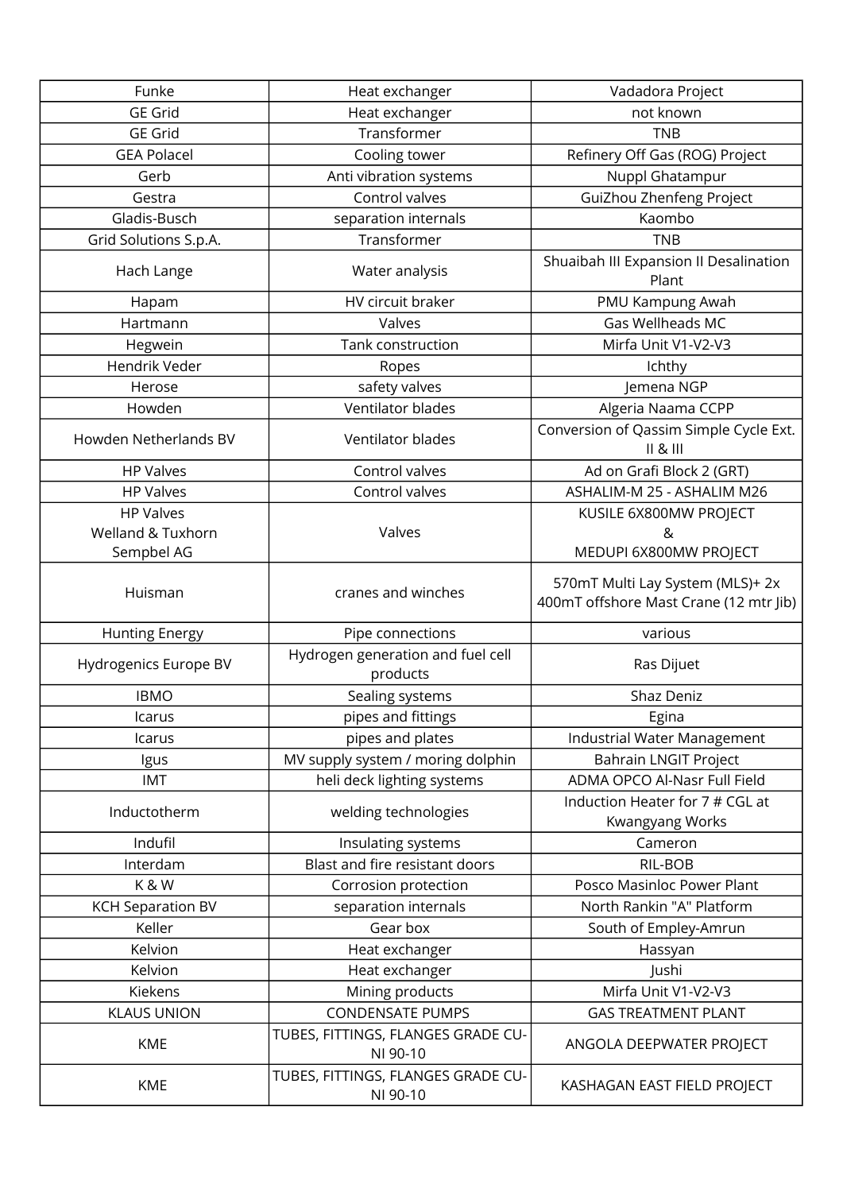| Funke | Heat exchanger | Vadadora Project |
|---|---|---|
| GE Grid | Heat exchanger | not known |
| GE Grid | Transformer | TNB |
| GEA Polacel | Cooling tower | Refinery Off Gas (ROG) Project |
| Gerb | Anti vibration systems | Nuppl Ghatampur |
| Gestra | Control valves | GuiZhou Zhenfeng Project |
| Gladis-Busch | separation internals | Kaombo |
| Grid Solutions S.p.A. | Transformer | TNB |
| Hach Lange | Water analysis | Shuaibah III Expansion II Desalination Plant |
| Hapam | HV circuit braker | PMU Kampung Awah |
| Hartmann | Valves | Gas Wellheads MC |
| Hegwein | Tank construction | Mirfa Unit V1-V2-V3 |
| Hendrik Veder | Ropes | Ichthy |
| Herose | safety valves | Jemena NGP |
| Howden | Ventilator blades | Algeria Naama CCPP |
| Howden Netherlands BV | Ventilator blades | Conversion of Qassim Simple Cycle Ext. II & III |
| HP Valves | Control valves | Ad on Grafi Block 2 (GRT) |
| HP Valves | Control valves | ASHALIM-M 25 - ASHALIM M26 |
| HP Valves<br>Welland & Tuxhorn<br>Sempbel AG | Valves | KUSILE 6X800MW PROJECT<br>&<br>MEDUPI 6X800MW PROJECT |
| Huisman | cranes and winches | 570mT Multi Lay System (MLS)+ 2x 400mT offshore Mast Crane (12 mtr Jib) |
| Hunting Energy | Pipe connections | various |
| Hydrogenics Europe BV | Hydrogen generation and fuel cell products | Ras Dijuet |
| IBMO | Sealing systems | Shaz Deniz |
| Icarus | pipes and fittings | Egina |
| Icarus | pipes and plates | Industrial Water Management |
| Igus | MV supply system / moring dolphin | Bahrain LNGIT Project |
| IMT | heli deck lighting systems | ADMA OPCO Al-Nasr Full Field |
| Inductotherm | welding technologies | Induction Heater for 7 # CGL at Kwangyang Works |
| Indufil | Insulating systems | Cameron |
| Interdam | Blast and fire resistant doors | RIL-BOB |
| K & W | Corrosion protection | Posco Masinloc Power Plant |
| KCH Separation BV | separation internals | North Rankin "A" Platform |
| Keller | Gear box | South of Empley-Amrun |
| Kelvion | Heat exchanger | Hassyan |
| Kelvion | Heat exchanger | Jushi |
| Kiekens | Mining products | Mirfa Unit V1-V2-V3 |
| KLAUS UNION | CONDENSATE PUMPS | GAS TREATMENT PLANT |
| KME | TUBES, FITTINGS, FLANGES GRADE CU-NI 90-10 | ANGOLA DEEPWATER PROJECT |
| KME | TUBES, FITTINGS, FLANGES GRADE CU-NI 90-10 | KASHAGAN EAST FIELD PROJECT |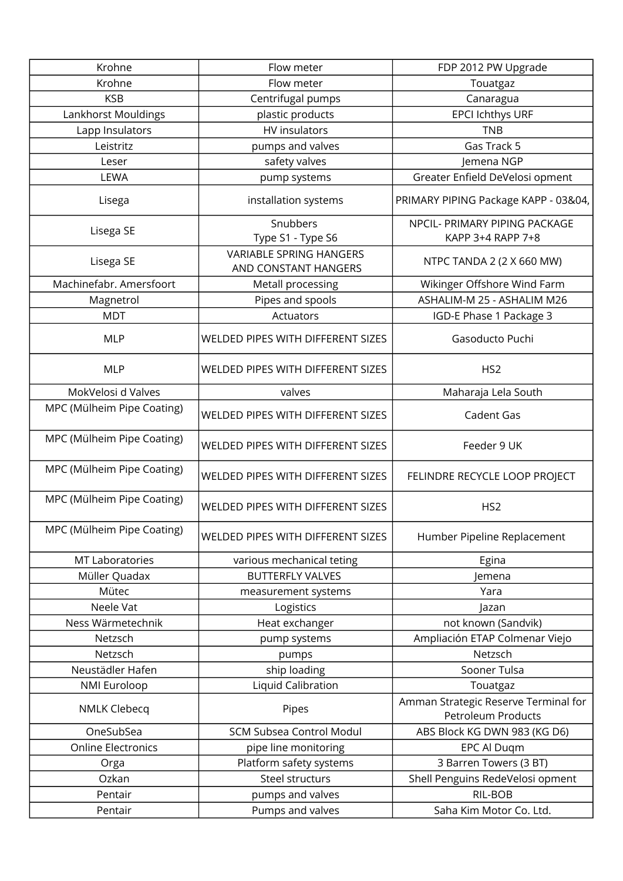| Krohne | Flow meter | FDP 2012 PW Upgrade |
|---|---|---|
| Krohne | Flow meter | Touatgaz |
| KSB | Centrifugal pumps | Canaragua |
| Lankhorst Mouldings | plastic products | EPCI Ichthys URF |
| Lapp Insulators | HV insulators | TNB |
| Leistritz | pumps and valves | Gas Track 5 |
| Leser | safety valves | Jemena NGP |
| LEWA | pump systems | Greater Enfield DeVelosi opment |
| Lisega | installation systems | PRIMARY PIPING Package KAPP - 03&04, |
| Lisega SE | Snubbers Type S1 - Type S6 | NPCIL- PRIMARY PIPING PACKAGE KAPP 3+4 RAPP 7+8 |
| Lisega SE | VARIABLE SPRING HANGERS AND CONSTANT HANGERS | NTPC TANDA 2 (2 X 660 MW) |
| Machinefabr. Amersfoort | Metall processing | Wikinger Offshore Wind Farm |
| Magnetrol | Pipes and spools | ASHALIM-M 25 - ASHALIM M26 |
| MDT | Actuators | IGD-E Phase 1 Package 3 |
| MLP | WELDED PIPES WITH DIFFERENT SIZES | Gasoducto Puchi |
| MLP | WELDED PIPES WITH DIFFERENT SIZES | HS2 |
| MokVelosi d Valves | valves | Maharaja Lela South |
| MPC (Mülheim Pipe Coating) | WELDED PIPES WITH DIFFERENT SIZES | Cadent Gas |
| MPC (Mülheim Pipe Coating) | WELDED PIPES WITH DIFFERENT SIZES | Feeder 9 UK |
| MPC (Mülheim Pipe Coating) | WELDED PIPES WITH DIFFERENT SIZES | FELINDRE RECYCLE LOOP PROJECT |
| MPC (Mülheim Pipe Coating) | WELDED PIPES WITH DIFFERENT SIZES | HS2 |
| MPC (Mülheim Pipe Coating) | WELDED PIPES WITH DIFFERENT SIZES | Humber Pipeline Replacement |
| MT Laboratories | various mechanical teting | Egina |
| Müller Quadax | BUTTERFLY VALVES | Jemena |
| Mütec | measurement systems | Yara |
| Neele Vat | Logistics | Jazan |
| Ness Wärmetechnik | Heat exchanger | not known (Sandvik) |
| Netzsch | pump systems | Ampliación ETAP Colmenar Viejo |
| Netzsch | pumps | Netzsch |
| Neustädler Hafen | ship loading | Sooner Tulsa |
| NMI Euroloop | Liquid Calibration | Touatgaz |
| NMLK Clebecq | Pipes | Amman Strategic Reserve Terminal for Petroleum Products |
| OneSubSea | SCM Subsea Control Modul | ABS Block KG DWN 983 (KG D6) |
| Online Electronics | pipe line monitoring | EPC Al Duqm |
| Orga | Platform safety systems | 3 Barren Towers (3 BT) |
| Ozkan | Steel structurs | Shell Penguins RedeVelosi opment |
| Pentair | pumps and valves | RIL-BOB |
| Pentair | Pumps and valves | Saha Kim Motor Co. Ltd. |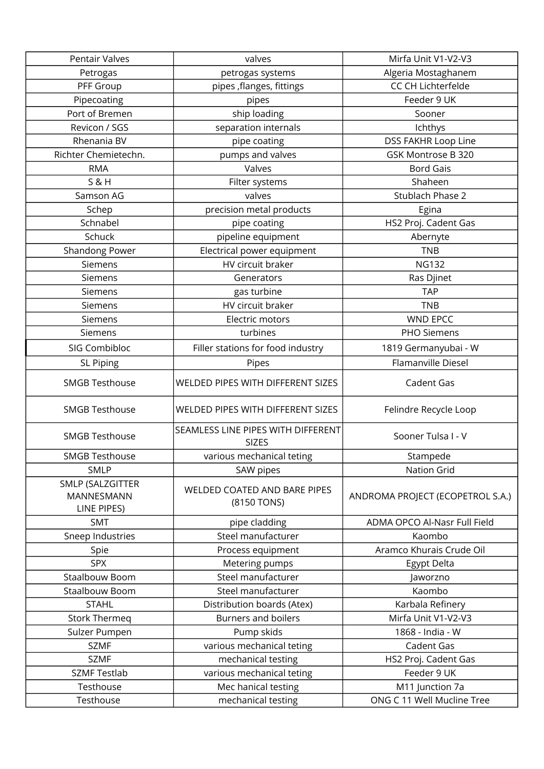| Pentair Valves | valves | Mirfa Unit V1-V2-V3 |
|---|---|---|
| Petrogas | petrogas systems | Algeria Mostaghanem |
| PFF Group | pipes ,flanges, fittings | CC CH Lichterfelde |
| Pipecoating | pipes | Feeder 9 UK |
| Port of Bremen | ship loading | Sooner |
| Revicon / SGS | separation internals | Ichthys |
| Rhenania BV | pipe coating | DSS FAKHR Loop Line |
| Richter Chemietechn. | pumps and valves | GSK Montrose B 320 |
| RMA | Valves | Bord Gais |
| S & H | Filter systems | Shaheen |
| Samson AG | valves | Stublach Phase 2 |
| Schep | precision metal products | Egina |
| Schnabel | pipe coating | HS2 Proj. Cadent Gas |
| Schuck | pipeline equipment | Abernyte |
| Shandong Power | Electrical power equipment | TNB |
| Siemens | HV circuit braker | NG132 |
| Siemens | Generators | Ras Djinet |
| Siemens | gas turbine | TAP |
| Siemens | HV circuit braker | TNB |
| Siemens | Electric motors | WND EPCC |
| Siemens | turbines | PHO Siemens |
| SIG Combibloc | Filler stations for food industry | 1819 Germanyubai - W |
| SL Piping | Pipes | Flamanville Diesel |
| SMGB Testhouse | WELDED PIPES WITH DIFFERENT SIZES | Cadent Gas |
| SMGB Testhouse | WELDED PIPES WITH DIFFERENT SIZES | Felindre Recycle Loop |
| SMGB Testhouse | SEAMLESS LINE PIPES WITH DIFFERENT SIZES | Sooner Tulsa I - V |
| SMGB Testhouse | various mechanical teting | Stampede |
| SMLP | SAW pipes | Nation Grid |
| SMLP (SALZGITTER MANNESMANN LINE PIPES) | WELDED COATED AND BARE PIPES (8150 TONS) | ANDROMA PROJECT (ECOPETROL S.A.) |
| SMT | pipe cladding | ADMA OPCO Al-Nasr Full Field |
| Sneep Industries | Steel manufacturer | Kaombo |
| Spie | Process equipment | Aramco Khurais Crude Oil |
| SPX | Metering pumps | Egypt Delta |
| Staalbouw Boom | Steel manufacturer | Jaworzno |
| Staalbouw Boom | Steel manufacturer | Kaombo |
| STAHL | Distribution boards (Atex) | Karbala Refinery |
| Stork Thermeq | Burners and boilers | Mirfa Unit V1-V2-V3 |
| Sulzer Pumpen | Pump skids | 1868 - India - W |
| SZMF | various mechanical teting | Cadent Gas |
| SZMF | mechanical testing | HS2 Proj. Cadent Gas |
| SZMF Testlab | various mechanical teting | Feeder 9 UK |
| Testhouse | Mec hanical testing | M11 Junction 7a |
| Testhouse | mechanical testing | ONG C 11 Well Mucline Tree |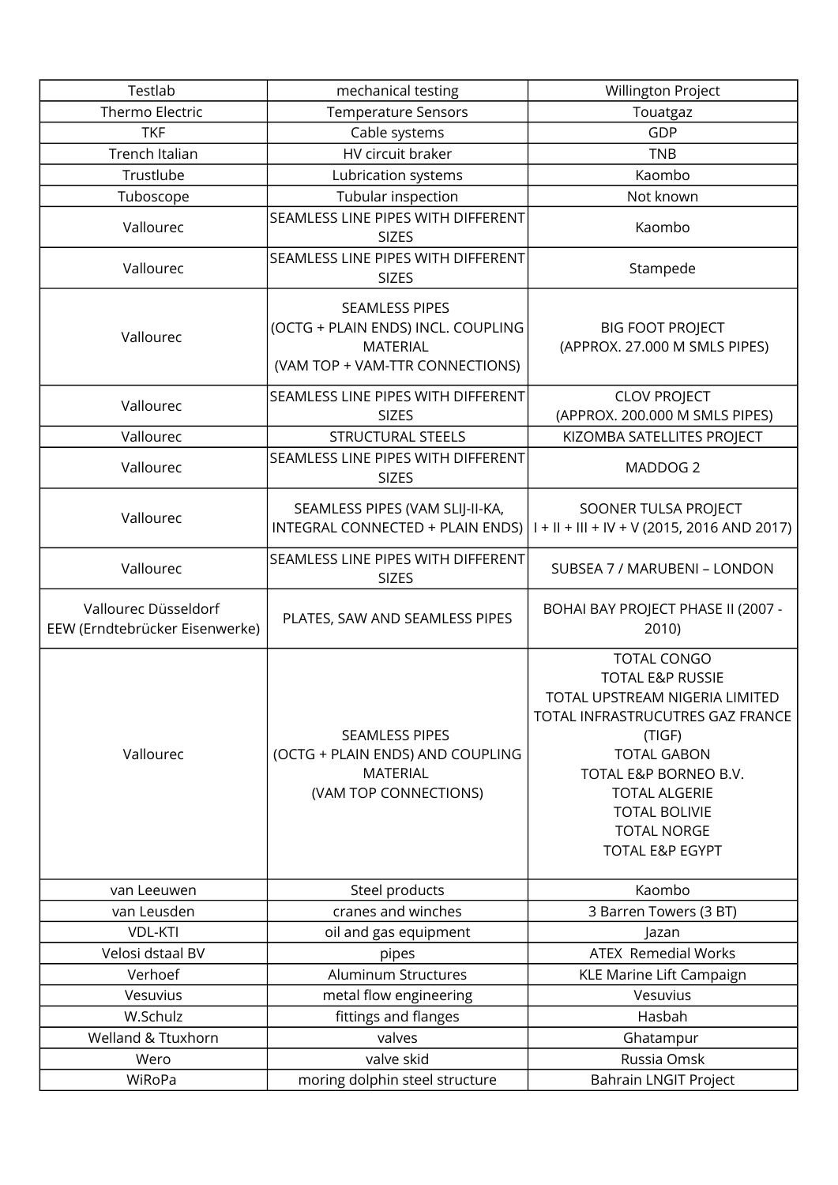| Testlab | mechanical testing | Willington Project |
|---|---|---|
| Thermo Electric | Temperature Sensors | Touatgaz |
| TKF | Cable systems | GDP |
| Trench Italian | HV circuit braker | TNB |
| Trustlube | Lubrication systems | Kaombo |
| Tuboscope | Tubular inspection | Not known |
| Vallourec | SEAMLESS LINE PIPES WITH DIFFERENT SIZES | Kaombo |
| Vallourec | SEAMLESS LINE PIPES WITH DIFFERENT SIZES | Stampede |
| Vallourec | SEAMLESS PIPES (OCTG + PLAIN ENDS) INCL. COUPLING MATERIAL (VAM TOP + VAM-TTR CONNECTIONS) | BIG FOOT PROJECT (APPROX. 27.000 M SMLS PIPES) |
| Vallourec | SEAMLESS LINE PIPES WITH DIFFERENT SIZES | CLOV PROJECT (APPROX. 200.000 M SMLS PIPES) |
| Vallourec | STRUCTURAL STEELS | KIZOMBA SATELLITES PROJECT |
| Vallourec | SEAMLESS LINE PIPES WITH DIFFERENT SIZES | MADDOG 2 |
| Vallourec | SEAMLESS PIPES (VAM SLIJ-II-KA, INTEGRAL CONNECTED + PLAIN ENDS) | SOONER TULSA PROJECT I + II + III + IV + V (2015, 2016 AND 2017) |
| Vallourec | SEAMLESS LINE PIPES WITH DIFFERENT SIZES | SUBSEA 7 / MARUBENI – LONDON |
| Vallourec Düsseldorf EEW (Erndtebrücker Eisenwerke) | PLATES, SAW AND SEAMLESS PIPES | BOHAI BAY PROJECT PHASE II (2007 - 2010) |
| Vallourec | SEAMLESS PIPES (OCTG + PLAIN ENDS) AND COUPLING MATERIAL (VAM TOP CONNECTIONS) | TOTAL CONGO<br>TOTAL E&P RUSSIE<br>TOTAL UPSTREAM NIGERIA LIMITED<br>TOTAL INFRASTRUCUTRES GAZ FRANCE (TIGF)<br>TOTAL GABON<br>TOTAL E&P BORNEO B.V.<br>TOTAL ALGERIE<br>TOTAL BOLIVIE<br>TOTAL NORGE<br>TOTAL E&P EGYPT |
| van Leeuwen | Steel products | Kaombo |
| van Leusden | cranes and winches | 3 Barren Towers (3 BT) |
| VDL-KTI | oil and gas equipment | Jazan |
| Velosi dstaal BV | pipes | ATEX Remedial Works |
| Verhoef | Aluminum Structures | KLE Marine Lift Campaign |
| Vesuvius | metal flow engineering | Vesuvius |
| W.Schulz | fittings and flanges | Hasbah |
| Welland & Ttuxhorn | valves | Ghatampur |
| Wero | valve skid | Russia Omsk |
| WiRoPa | moring dolphin steel structure | Bahrain LNGIT Project |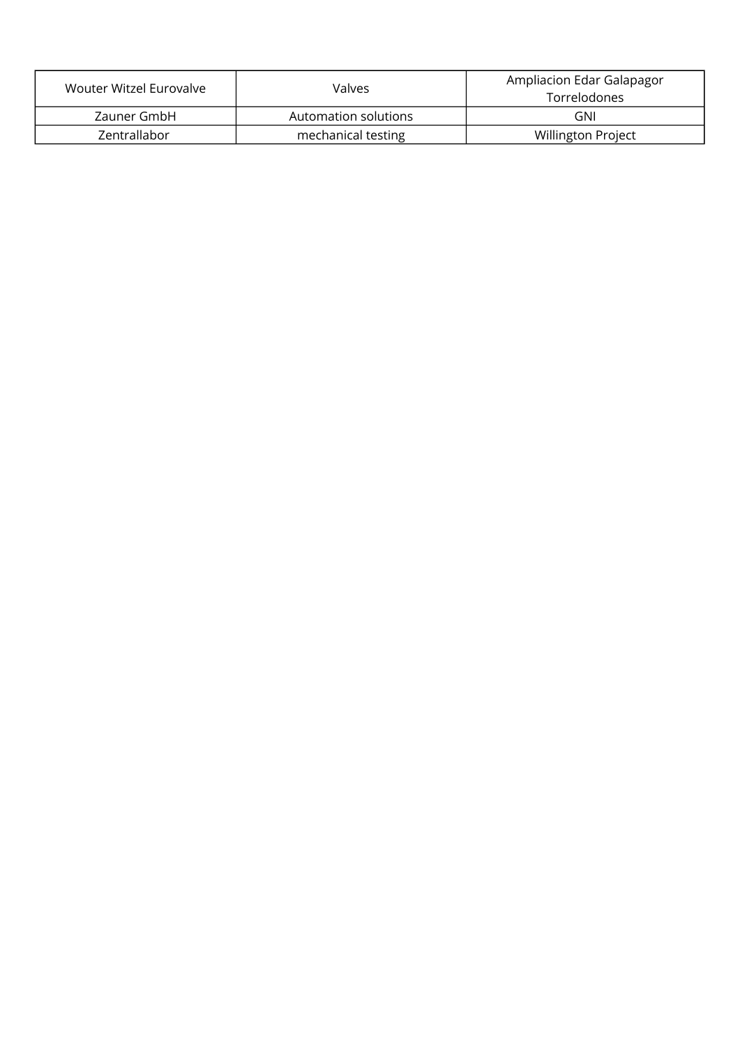| | | |
|---|---|---|
| Wouter Witzel Eurovalve | Valves | Ampliacion Edar Galapagor Torrelodones |
| Zauner GmbH | Automation solutions | GNI |
| Zentrallabor | mechanical testing | Willington Project |